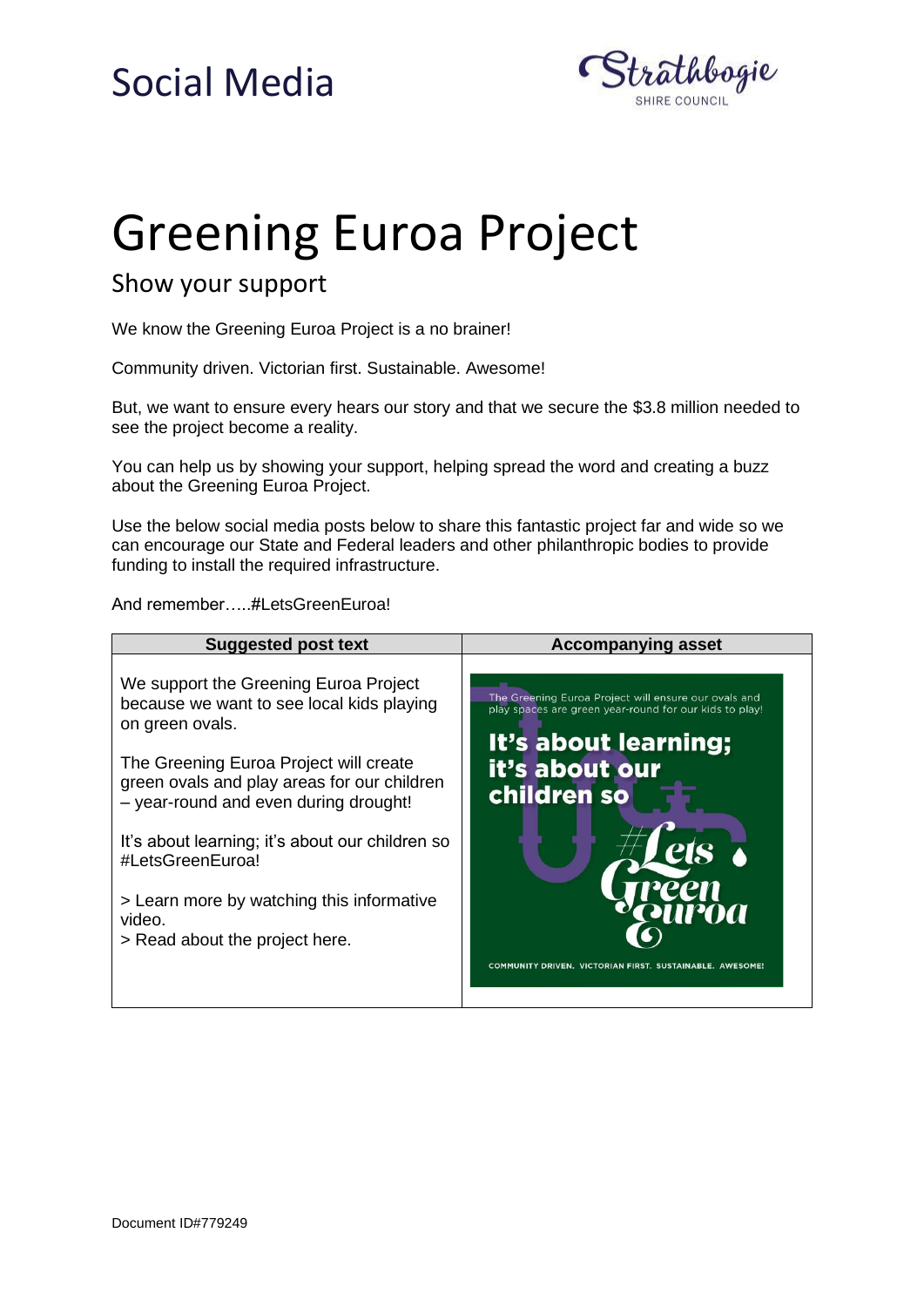# Social Media

Strathbogie SHIRE COUNCIL

# Greening Euroa Project

## Show your support

We know the Greening Euroa Project is a no brainer!

Community driven. Victorian first. Sustainable. Awesome!

But, we want to ensure every hears our story and that we secure the $3.8 million needed to see the project become a reality.

You can help us by showing your support, helping spread the word and creating a buzz about the Greening Euroa Project.

Use the below social media posts below to share this fantastic project far and wide so we can encourage our State and Federal leaders and other philanthropic bodies to provide funding to install the required infrastructure.

And remember…..#LetsGreenEuroa!

| Suggested post text | Accompanying asset |
|---|---|
| We support the Greening Euroa Project because we want to see local kids playing on green ovals.<br><br>The Greening Euroa Project will create green ovals and play areas for our children – year-round and even during drought!<br><br>It's about learning; it's about our children so #LetsGreenEuroa!<br><br>> Learn more by watching this informative video.<br>> Read about the project here. | The Greening Euroa Project will ensure our ovals and play spaces are green year-round for our kids to play!<br><br>**It's about learning; it's about our children so**<br><br>#Lets Green Euroa<br><br>COMMUNITY DRIVEN. VICTORIAN FIRST. SUSTAINABLE. AWESOME! |

Document ID#779249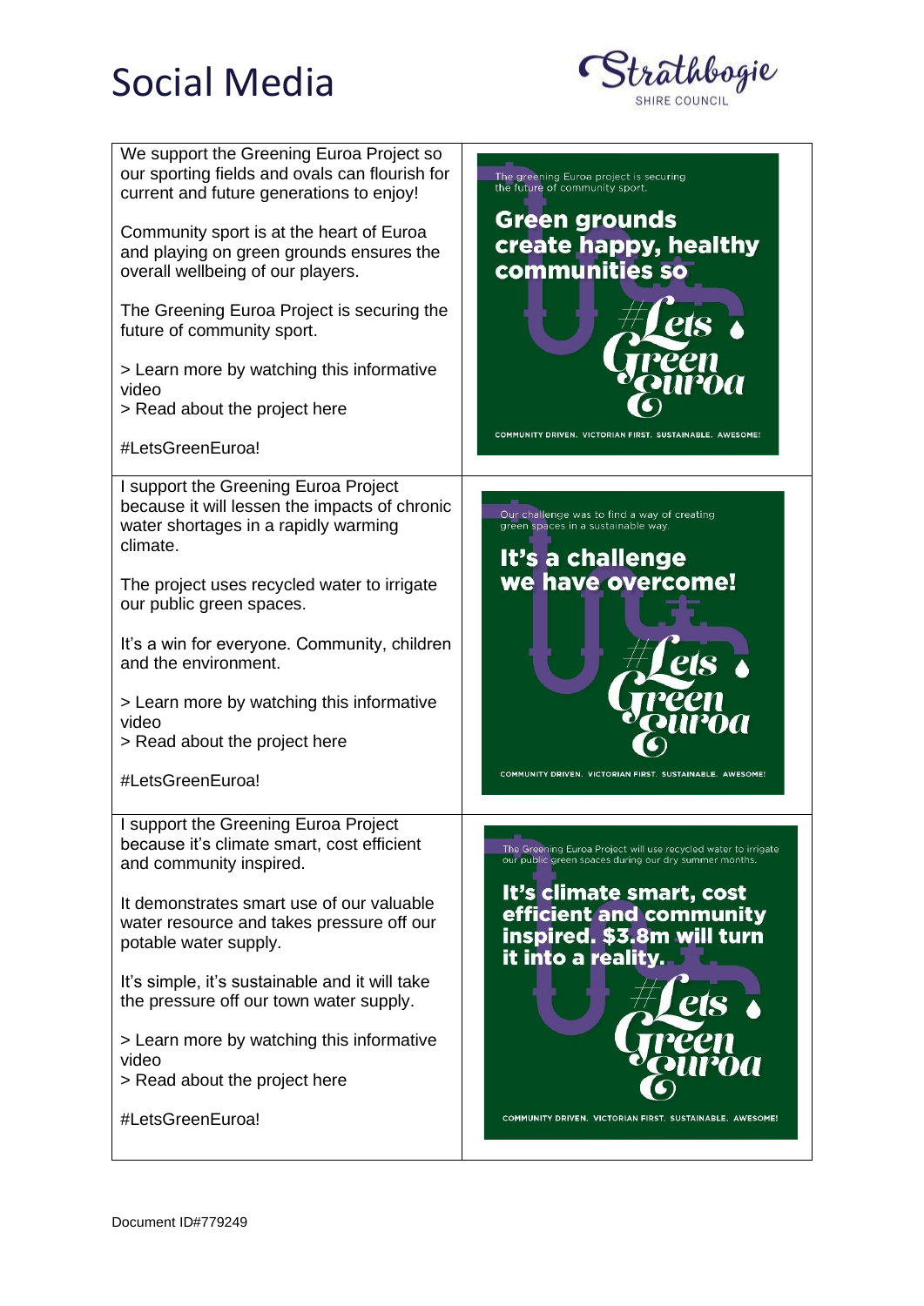# Social Media

| | |
|---|---|
| We support the Greening Euroa Project so our sporting fields and ovals can flourish for current and future generations to enjoy!<br><br>Community sport is at the heart of Euroa and playing on green grounds ensures the overall wellbeing of our players.<br><br>The Greening Euroa Project is securing the future of community sport.<br><br>> Learn more by watching this informative video<br>> Read about the project here<br><br>#LetsGreenEuroa! | The greening Euroa project is securing the future of community sport.<br><br>**Green grounds create happy, healthy communities so**<br><br>#Lets Green Euroa<br><br>COMMUNITY DRIVEN. VICTORIAN FIRST. SUSTAINABLE. AWESOME! |
| I support the Greening Euroa Project because it will lessen the impacts of chronic water shortages in a rapidly warming climate.<br><br>The project uses recycled water to irrigate our public green spaces.<br><br>It's a win for everyone. Community, children and the environment.<br><br>> Learn more by watching this informative video<br>> Read about the project here<br><br>#LetsGreenEuroa! | Our challenge was to find a way of creating green spaces in a sustainable way.<br><br>**It's a challenge we have overcome!**<br><br>#Lets Green Euroa<br><br>COMMUNITY DRIVEN. VICTORIAN FIRST. SUSTAINABLE. AWESOME! |
| I support the Greening Euroa Project because it's climate smart, cost efficient and community inspired.<br><br>It demonstrates smart use of our valuable water resource and takes pressure off our potable water supply.<br><br>It's simple, it's sustainable and it will take the pressure off our town water supply.<br><br>> Learn more by watching this informative video<br>> Read about the project here<br><br>#LetsGreenEuroa! | The Greening Euroa Project will use recycled water to irrigate our public green spaces during our dry summer months.<br><br>**It's climate smart, cost efficient and community inspired. $3.8m will turn it into a reality.**<br><br>#Lets Green Euroa<br><br>COMMUNITY DRIVEN. VICTORIAN FIRST. SUSTAINABLE. AWESOME! |

Document ID#779249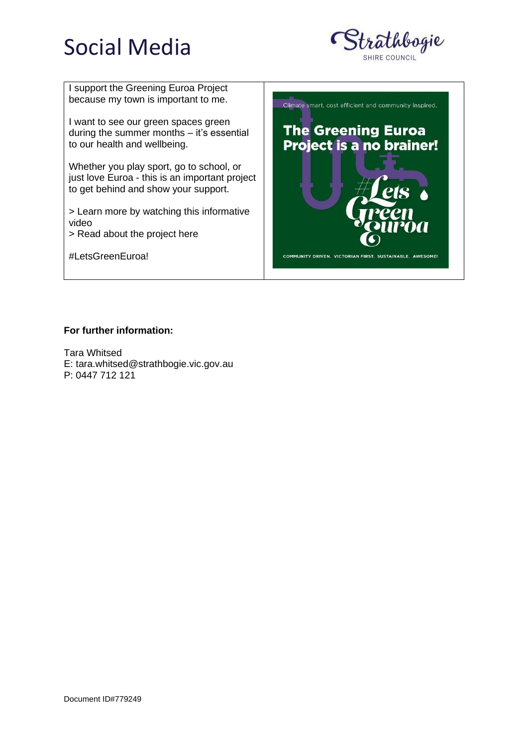# Social Media

I support the Greening Euroa Project because my town is important to me.

I want to see our green spaces green during the summer months – it's essential to our health and wellbeing.

Whether you play sport, go to school, or just love Euroa - this is an important project to get behind and show your support.

> Learn more by watching this informative video
> Read about the project here

#LetsGreenEuroa!

**For further information:**

Tara Whitsed
E: tara.whitsed@strathbogie.vic.gov.au
P: 0447 712 121